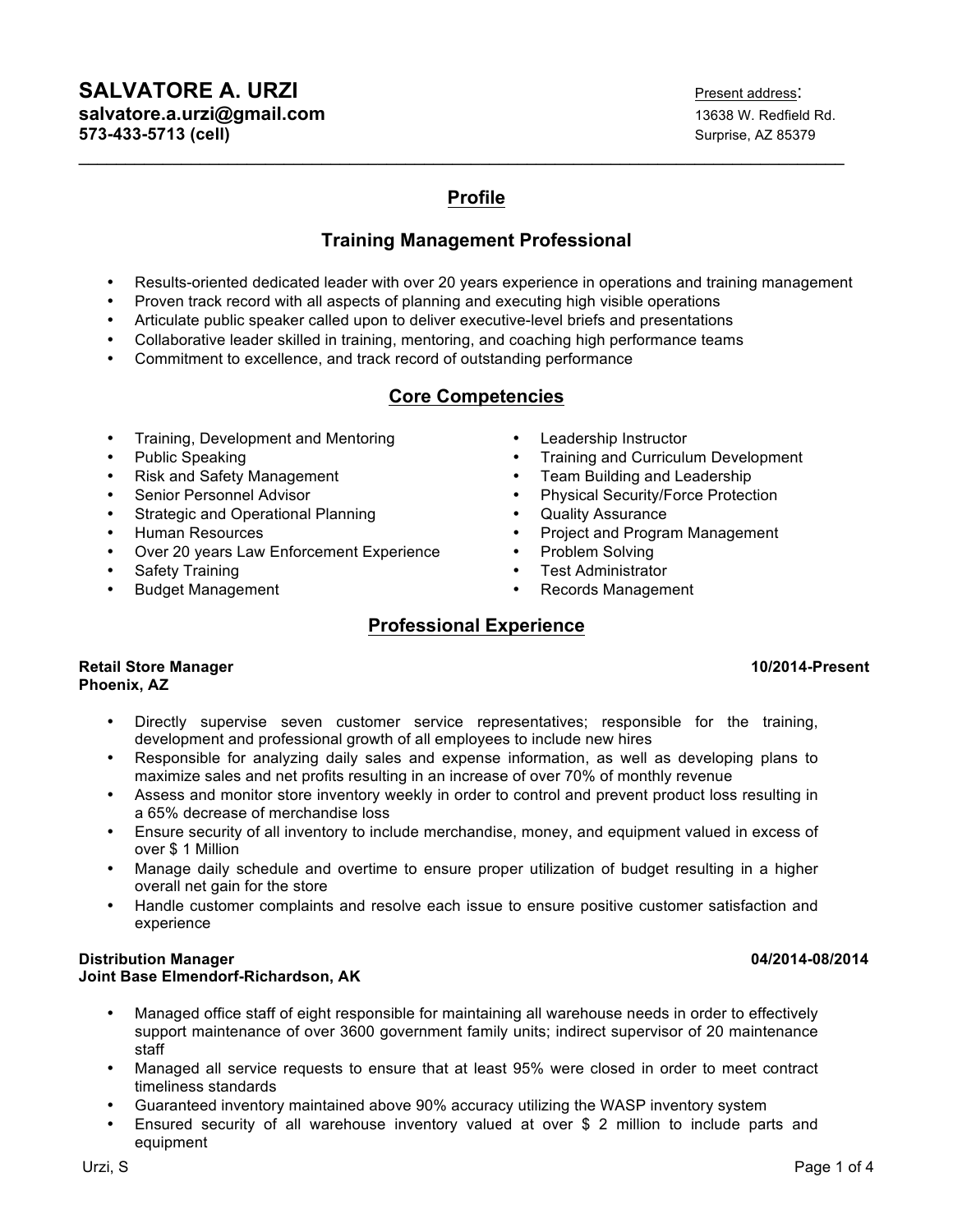# SALVATORE A. URZI

**salvatore.a.urzi@gmail.com**
**573-433-5713 (cell)**

Present address:
13638 W. Redfield Rd.
Surprise, AZ 85379

---

## Profile

### Training Management Professional

- Results-oriented dedicated leader with over 20 years experience in operations and training management
- Proven track record with all aspects of planning and executing high visible operations
- Articulate public speaker called upon to deliver executive-level briefs and presentations
- Collaborative leader skilled in training, mentoring, and coaching high performance teams
- Commitment to excellence, and track record of outstanding performance

## Core Competencies

- Training, Development and Mentoring
- Public Speaking
- Risk and Safety Management
- Senior Personnel Advisor
- Strategic and Operational Planning
- Human Resources
- Over 20 years Law Enforcement Experience
- Safety Training
- Budget Management
- Leadership Instructor
- Training and Curriculum Development
- Team Building and Leadership
- Physical Security/Force Protection
- Quality Assurance
- Project and Program Management
- Problem Solving
- Test Administrator
- Records Management

## Professional Experience

**Retail Store Manager** **10/2014-Present**
**Phoenix, AZ**

- Directly supervise seven customer service representatives; responsible for the training, development and professional growth of all employees to include new hires
- Responsible for analyzing daily sales and expense information, as well as developing plans to maximize sales and net profits resulting in an increase of over 70% of monthly revenue
- Assess and monitor store inventory weekly in order to control and prevent product loss resulting in a 65% decrease of merchandise loss
- Ensure security of all inventory to include merchandise, money, and equipment valued in excess of over $ 1 Million
- Manage daily schedule and overtime to ensure proper utilization of budget resulting in a higher overall net gain for the store
- Handle customer complaints and resolve each issue to ensure positive customer satisfaction and experience

**Distribution Manager** **04/2014-08/2014**
**Joint Base Elmendorf-Richardson, AK**

- Managed office staff of eight responsible for maintaining all warehouse needs in order to effectively support maintenance of over 3600 government family units; indirect supervisor of 20 maintenance staff
- Managed all service requests to ensure that at least 95% were closed in order to meet contract timeliness standards
- Guaranteed inventory maintained above 90% accuracy utilizing the WASP inventory system
- Ensured security of all warehouse inventory valued at over $ 2 million to include parts and equipment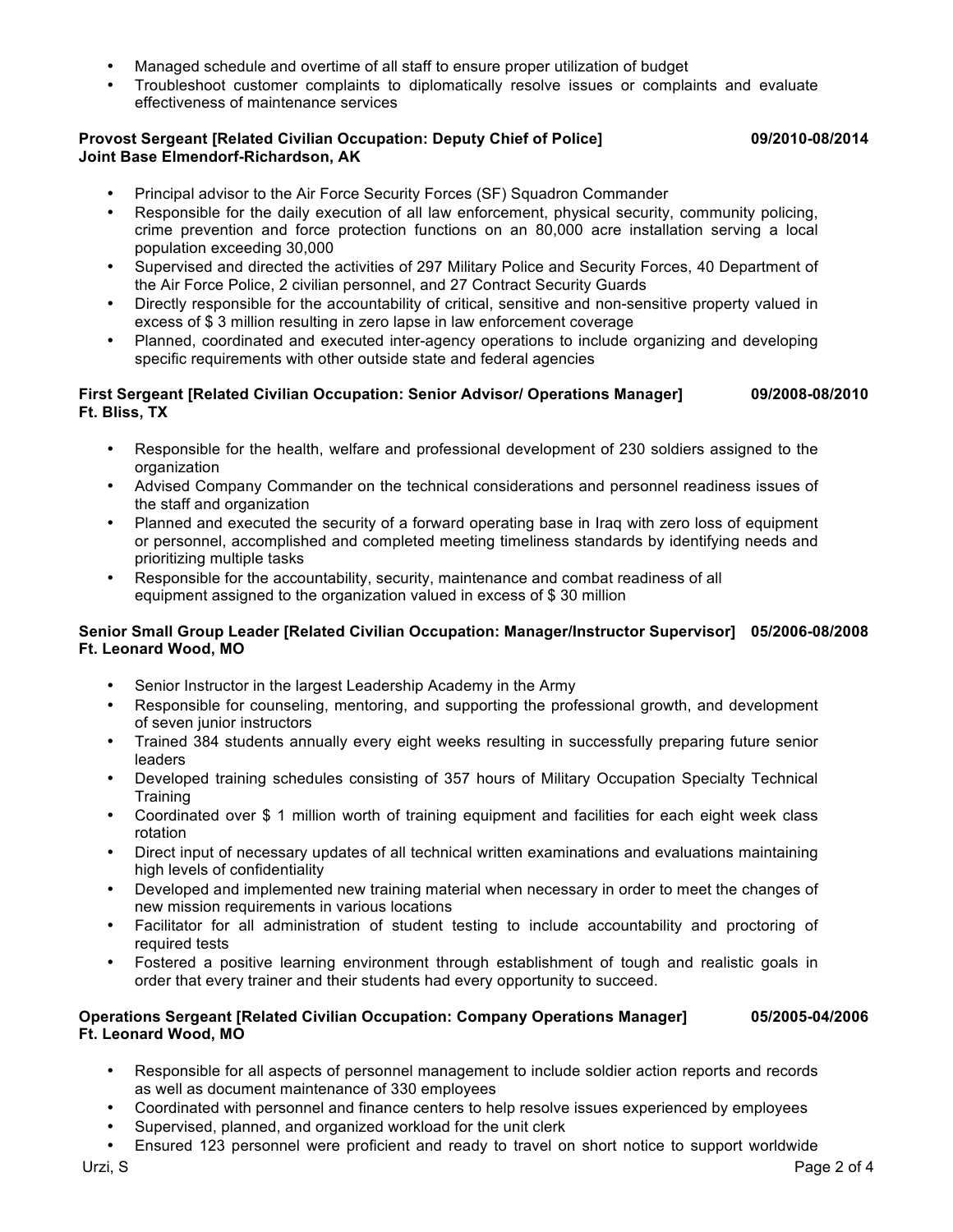- Managed schedule and overtime of all staff to ensure proper utilization of budget
- Troubleshoot customer complaints to diplomatically resolve issues or complaints and evaluate effectiveness of maintenance services

**Provost Sergeant [Related Civilian Occupation: Deputy Chief of Police] 09/2010-08/2014**
**Joint Base Elmendorf-Richardson, AK**

- Principal advisor to the Air Force Security Forces (SF) Squadron Commander
- Responsible for the daily execution of all law enforcement, physical security, community policing, crime prevention and force protection functions on an 80,000 acre installation serving a local population exceeding 30,000
- Supervised and directed the activities of 297 Military Police and Security Forces, 40 Department of the Air Force Police, 2 civilian personnel, and 27 Contract Security Guards
- Directly responsible for the accountability of critical, sensitive and non-sensitive property valued in excess of $ 3 million resulting in zero lapse in law enforcement coverage
- Planned, coordinated and executed inter-agency operations to include organizing and developing specific requirements with other outside state and federal agencies

**First Sergeant [Related Civilian Occupation: Senior Advisor/ Operations Manager] 09/2008-08/2010**
**Ft. Bliss, TX**

- Responsible for the health, welfare and professional development of 230 soldiers assigned to the organization
- Advised Company Commander on the technical considerations and personnel readiness issues of the staff and organization
- Planned and executed the security of a forward operating base in Iraq with zero loss of equipment or personnel, accomplished and completed meeting timeliness standards by identifying needs and prioritizing multiple tasks
- Responsible for the accountability, security, maintenance and combat readiness of all equipment assigned to the organization valued in excess of $ 30 million

**Senior Small Group Leader [Related Civilian Occupation: Manager/Instructor Supervisor] 05/2006-08/2008**
**Ft. Leonard Wood, MO**

- Senior Instructor in the largest Leadership Academy in the Army
- Responsible for counseling, mentoring, and supporting the professional growth, and development of seven junior instructors
- Trained 384 students annually every eight weeks resulting in successfully preparing future senior leaders
- Developed training schedules consisting of 357 hours of Military Occupation Specialty Technical Training
- Coordinated over $ 1 million worth of training equipment and facilities for each eight week class rotation
- Direct input of necessary updates of all technical written examinations and evaluations maintaining high levels of confidentiality
- Developed and implemented new training material when necessary in order to meet the changes of new mission requirements in various locations
- Facilitator for all administration of student testing to include accountability and proctoring of required tests
- Fostered a positive learning environment through establishment of tough and realistic goals in order that every trainer and their students had every opportunity to succeed.

**Operations Sergeant [Related Civilian Occupation: Company Operations Manager] 05/2005-04/2006**
**Ft. Leonard Wood, MO**

- Responsible for all aspects of personnel management to include soldier action reports and records as well as document maintenance of 330 employees
- Coordinated with personnel and finance centers to help resolve issues experienced by employees
- Supervised, planned, and organized workload for the unit clerk
- Ensured 123 personnel were proficient and ready to travel on short notice to support worldwide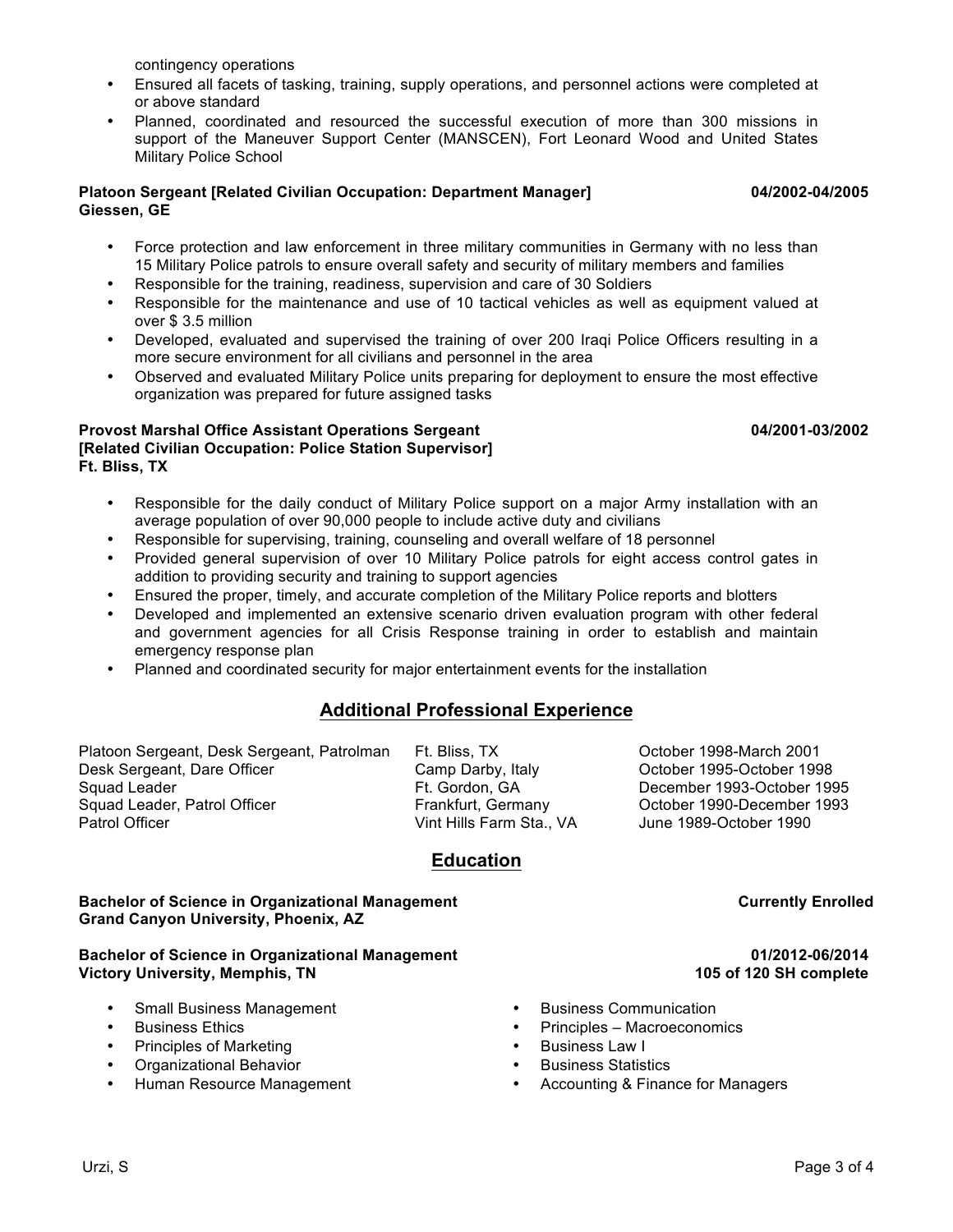contingency operations

- Ensured all facets of tasking, training, supply operations, and personnel actions were completed at or above standard
- Planned, coordinated and resourced the successful execution of more than 300 missions in support of the Maneuver Support Center (MANSCEN), Fort Leonard Wood and United States Military Police School

**Platoon Sergeant [Related Civilian Occupation: Department Manager]** **04/2002-04/2005**
**Giessen, GE**

- Force protection and law enforcement in three military communities in Germany with no less than 15 Military Police patrols to ensure overall safety and security of military members and families
- Responsible for the training, readiness, supervision and care of 30 Soldiers
- Responsible for the maintenance and use of 10 tactical vehicles as well as equipment valued at over $ 3.5 million
- Developed, evaluated and supervised the training of over 200 Iraqi Police Officers resulting in a more secure environment for all civilians and personnel in the area
- Observed and evaluated Military Police units preparing for deployment to ensure the most effective organization was prepared for future assigned tasks

**Provost Marshal Office Assistant Operations Sergeant** **04/2001-03/2002**
**[Related Civilian Occupation: Police Station Supervisor]**
**Ft. Bliss, TX**

- Responsible for the daily conduct of Military Police support on a major Army installation with an average population of over 90,000 people to include active duty and civilians
- Responsible for supervising, training, counseling and overall welfare of 18 personnel
- Provided general supervision of over 10 Military Police patrols for eight access control gates in addition to providing security and training to support agencies
- Ensured the proper, timely, and accurate completion of the Military Police reports and blotters
- Developed and implemented an extensive scenario driven evaluation program with other federal and government agencies for all Crisis Response training in order to establish and maintain emergency response plan
- Planned and coordinated security for major entertainment events for the installation

## Additional Professional Experience

| Position | Location | Dates |
|---|---|---|
| Platoon Sergeant, Desk Sergeant, Patrolman | Ft. Bliss, TX | October 1998-March 2001 |
| Desk Sergeant, Dare Officer | Camp Darby, Italy | October 1995-October 1998 |
| Squad Leader | Ft. Gordon, GA | December 1993-October 1995 |
| Squad Leader, Patrol Officer | Frankfurt, Germany | October 1990-December 1993 |
| Patrol Officer | Vint Hills Farm Sta., VA | June 1989-October 1990 |

## Education

**Bachelor of Science in Organizational Management** **Currently Enrolled**
**Grand Canyon University, Phoenix, AZ**

**Bachelor of Science in Organizational Management** **01/2012-06/2014**
**Victory University, Memphis, TN** **105 of 120 SH complete**

- Small Business Management
- Business Ethics
- Principles of Marketing
- Organizational Behavior
- Human Resource Management
- Business Communication
- Principles – Macroeconomics
- Business Law I
- Business Statistics
- Accounting & Finance for Managers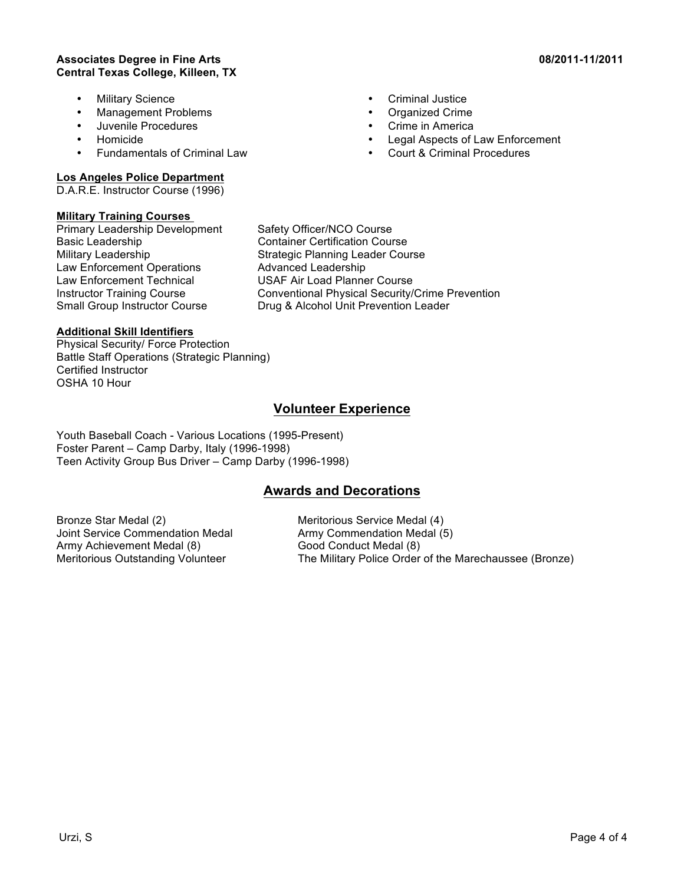**Associates Degree in Fine Arts** **08/2011-11/2011**
**Central Texas College, Killeen, TX**

- Military Science
- Management Problems
- Juvenile Procedures
- Homicide
- Fundamentals of Criminal Law
- Criminal Justice
- Organized Crime
- Crime in America
- Legal Aspects of Law Enforcement
- Court & Criminal Procedures

**Los Angeles Police Department**

D.A.R.E. Instructor Course (1996)

**Military Training Courses**

Primary Leadership Development
Basic Leadership
Military Leadership
Law Enforcement Operations
Law Enforcement Technical
Instructor Training Course
Small Group Instructor Course
Safety Officer/NCO Course
Container Certification Course
Strategic Planning Leader Course
Advanced Leadership
USAF Air Load Planner Course
Conventional Physical Security/Crime Prevention
Drug & Alcohol Unit Prevention Leader

**Additional Skill Identifiers**

Physical Security/ Force Protection
Battle Staff Operations (Strategic Planning)
Certified Instructor
OSHA 10 Hour

## Volunteer Experience

Youth Baseball Coach - Various Locations (1995-Present)
Foster Parent – Camp Darby, Italy (1996-1998)
Teen Activity Group Bus Driver – Camp Darby (1996-1998)

## Awards and Decorations

Bronze Star Medal (2)
Joint Service Commendation Medal
Army Achievement Medal (8)
Meritorious Outstanding Volunteer
Meritorious Service Medal (4)
Army Commendation Medal (5)
Good Conduct Medal (8)
The Military Police Order of the Marechaussee (Bronze)